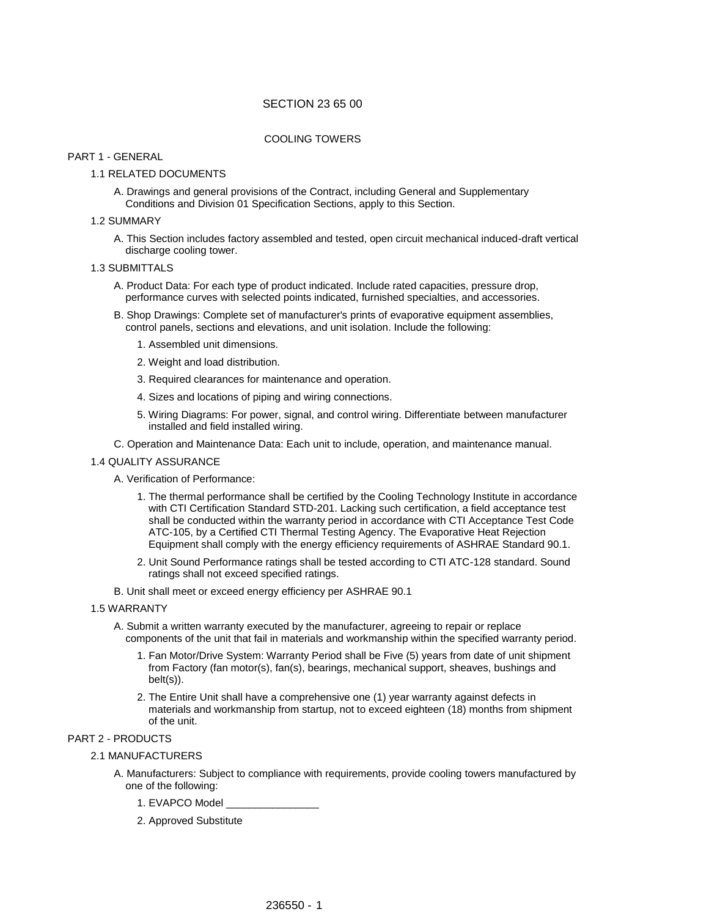# SECTION 23 65 00

## COOLING TOWERS

## PART 1 - GENERAL

### 1.1 RELATED DOCUMENTS

A. Drawings and general provisions of the Contract, including General and Supplementary Conditions and Division 01 Specification Sections, apply to this Section.

### 1.2 SUMMARY

A. This Section includes factory assembled and tested, open circuit mechanical induced-draft vertical discharge cooling tower.

### 1.3 SUBMITTALS

A. Product Data: For each type of product indicated. Include rated capacities, pressure drop, performance curves with selected points indicated, furnished specialties, and accessories.

B. Shop Drawings: Complete set of manufacturer's prints of evaporative equipment assemblies, control panels, sections and elevations, and unit isolation. Include the following:

1. Assembled unit dimensions.
2. Weight and load distribution.
3. Required clearances for maintenance and operation.
4. Sizes and locations of piping and wiring connections.
5. Wiring Diagrams: For power, signal, and control wiring. Differentiate between manufacturer installed and field installed wiring.

C. Operation and Maintenance Data: Each unit to include, operation, and maintenance manual.

### 1.4 QUALITY ASSURANCE

A. Verification of Performance:

1. The thermal performance shall be certified by the Cooling Technology Institute in accordance with CTI Certification Standard STD-201. Lacking such certification, a field acceptance test shall be conducted within the warranty period in accordance with CTI Acceptance Test Code ATC-105, by a Certified CTI Thermal Testing Agency. The Evaporative Heat Rejection Equipment shall comply with the energy efficiency requirements of ASHRAE Standard 90.1.
2. Unit Sound Performance ratings shall be tested according to CTI ATC-128 standard. Sound ratings shall not exceed specified ratings.

B. Unit shall meet or exceed energy efficiency per ASHRAE 90.1

### 1.5 WARRANTY

A. Submit a written warranty executed by the manufacturer, agreeing to repair or replace components of the unit that fail in materials and workmanship within the specified warranty period.

1. Fan Motor/Drive System: Warranty Period shall be Five (5) years from date of unit shipment from Factory (fan motor(s), fan(s), bearings, mechanical support, sheaves, bushings and belt(s)).
2. The Entire Unit shall have a comprehensive one (1) year warranty against defects in materials and workmanship from startup, not to exceed eighteen (18) months from shipment of the unit.

## PART 2 - PRODUCTS

### 2.1 MANUFACTURERS

A. Manufacturers: Subject to compliance with requirements, provide cooling towers manufactured by one of the following:

1. EVAPCO Model ________________
2. Approved Substitute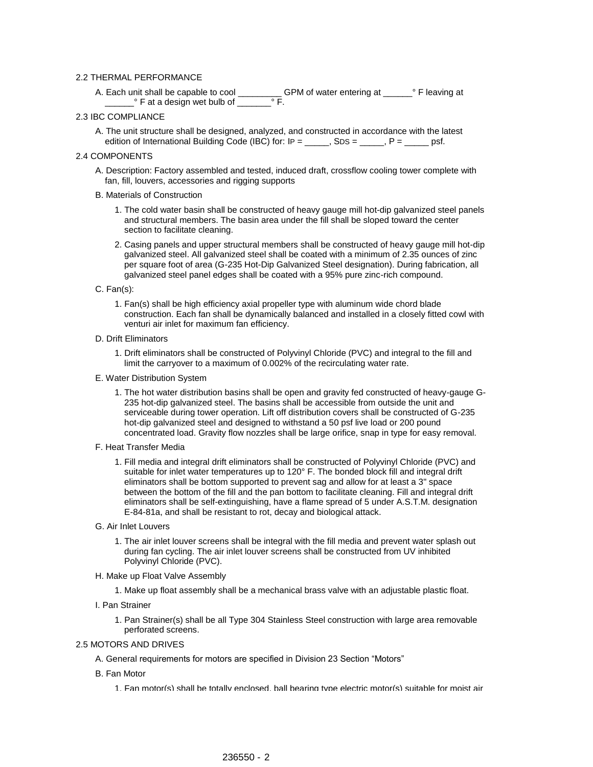## 2.2 THERMAL PERFORMANCE

A. Each unit shall be capable to cool _________ GPM of water entering at ______° F leaving at ______° F at a design wet bulb of _______° F.

## 2.3 IBC COMPLIANCE

A. The unit structure shall be designed, analyzed, and constructed in accordance with the latest edition of International Building Code (IBC) for: $I_P$ = _____, $S_{DS}$ = _____, P = _____ psf.

## 2.4 COMPONENTS

A. Description: Factory assembled and tested, induced draft, crossflow cooling tower complete with fan, fill, louvers, accessories and rigging supports

B. Materials of Construction

1. The cold water basin shall be constructed of heavy gauge mill hot-dip galvanized steel panels and structural members. The basin area under the fill shall be sloped toward the center section to facilitate cleaning.
2. Casing panels and upper structural members shall be constructed of heavy gauge mill hot-dip galvanized steel. All galvanized steel shall be coated with a minimum of 2.35 ounces of zinc per square foot of area (G-235 Hot-Dip Galvanized Steel designation). During fabrication, all galvanized steel panel edges shall be coated with a 95% pure zinc-rich compound.

C. Fan(s):

1. Fan(s) shall be high efficiency axial propeller type with aluminum wide chord blade construction. Each fan shall be dynamically balanced and installed in a closely fitted cowl with venturi air inlet for maximum fan efficiency.

D. Drift Eliminators

1. Drift eliminators shall be constructed of Polyvinyl Chloride (PVC) and integral to the fill and limit the carryover to a maximum of 0.002% of the recirculating water rate.

E. Water Distribution System

1. The hot water distribution basins shall be open and gravity fed constructed of heavy-gauge G-235 hot-dip galvanized steel. The basins shall be accessible from outside the unit and serviceable during tower operation. Lift off distribution covers shall be constructed of G-235 hot-dip galvanized steel and designed to withstand a 50 psf live load or 200 pound concentrated load. Gravity flow nozzles shall be large orifice, snap in type for easy removal.

F. Heat Transfer Media

1. Fill media and integral drift eliminators shall be constructed of Polyvinyl Chloride (PVC) and suitable for inlet water temperatures up to 120° F. The bonded block fill and integral drift eliminators shall be bottom supported to prevent sag and allow for at least a 3" space between the bottom of the fill and the pan bottom to facilitate cleaning. Fill and integral drift eliminators shall be self-extinguishing, have a flame spread of 5 under A.S.T.M. designation E-84-81a, and shall be resistant to rot, decay and biological attack.

G. Air Inlet Louvers

1. The air inlet louver screens shall be integral with the fill media and prevent water splash out during fan cycling. The air inlet louver screens shall be constructed from UV inhibited Polyvinyl Chloride (PVC).

H. Make up Float Valve Assembly

1. Make up float assembly shall be a mechanical brass valve with an adjustable plastic float.

I. Pan Strainer

1. Pan Strainer(s) shall be all Type 304 Stainless Steel construction with large area removable perforated screens.

## 2.5 MOTORS AND DRIVES

A. General requirements for motors are specified in Division 23 Section "Motors"

B. Fan Motor

1. Fan motor(s) shall be totally enclosed, ball bearing type electric motor(s) suitable for moist air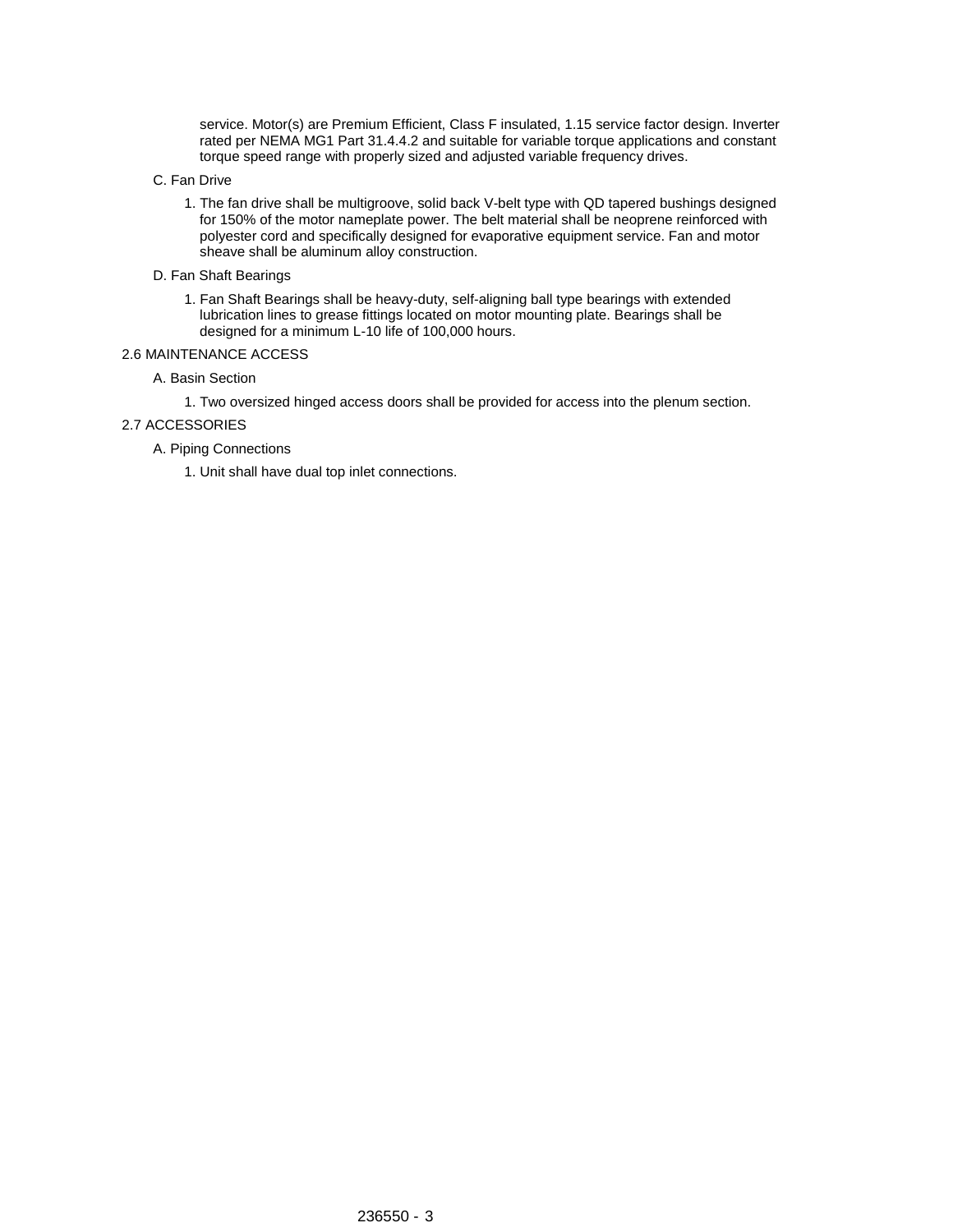service. Motor(s) are Premium Efficient, Class F insulated, 1.15 service factor design. Inverter rated per NEMA MG1 Part 31.4.4.2 and suitable for variable torque applications and constant torque speed range with properly sized and adjusted variable frequency drives.

C. Fan Drive

1. The fan drive shall be multigroove, solid back V-belt type with QD tapered bushings designed for 150% of the motor nameplate power. The belt material shall be neoprene reinforced with polyester cord and specifically designed for evaporative equipment service. Fan and motor sheave shall be aluminum alloy construction.

D. Fan Shaft Bearings

1. Fan Shaft Bearings shall be heavy-duty, self-aligning ball type bearings with extended lubrication lines to grease fittings located on motor mounting plate. Bearings shall be designed for a minimum L-10 life of 100,000 hours.

## 2.6 MAINTENANCE ACCESS

A. Basin Section

1. Two oversized hinged access doors shall be provided for access into the plenum section.

## 2.7 ACCESSORIES

A. Piping Connections

1. Unit shall have dual top inlet connections.